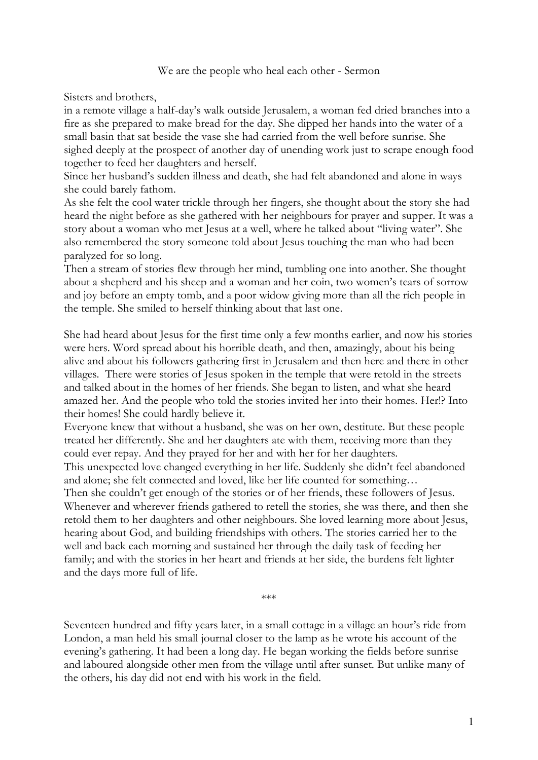# We are the people who heal each other - Sermon

Sisters and brothers,

in a remote village a half-day's walk outside Jerusalem, a woman fed dried branches into a fire as she prepared to make bread for the day. She dipped her hands into the water of a small basin that sat beside the vase she had carried from the well before sunrise. She sighed deeply at the prospect of another day of unending work just to scrape enough food together to feed her daughters and herself.

Since her husband's sudden illness and death, she had felt abandoned and alone in ways she could barely fathom.

As she felt the cool water trickle through her fingers, she thought about the story she had heard the night before as she gathered with her neighbours for prayer and supper. It was a story about a woman who met Jesus at a well, where he talked about "living water". She also remembered the story someone told about Jesus touching the man who had been paralyzed for so long.

Then a stream of stories flew through her mind, tumbling one into another. She thought about a shepherd and his sheep and a woman and her coin, two women's tears of sorrow and joy before an empty tomb, and a poor widow giving more than all the rich people in the temple. She smiled to herself thinking about that last one.

She had heard about Jesus for the first time only a few months earlier, and now his stories were hers. Word spread about his horrible death, and then, amazingly, about his being alive and about his followers gathering first in Jerusalem and then here and there in other villages. There were stories of Jesus spoken in the temple that were retold in the streets and talked about in the homes of her friends. She began to listen, and what she heard amazed her. And the people who told the stories invited her into their homes. Her!? Into their homes! She could hardly believe it.

Everyone knew that without a husband, she was on her own, destitute. But these people treated her differently. She and her daughters ate with them, receiving more than they could ever repay. And they prayed for her and with her for her daughters.

This unexpected love changed everything in her life. Suddenly she didn't feel abandoned and alone; she felt connected and loved, like her life counted for something…

Then she couldn't get enough of the stories or of her friends, these followers of Jesus. Whenever and wherever friends gathered to retell the stories, she was there, and then she retold them to her daughters and other neighbours. She loved learning more about Jesus, hearing about God, and building friendships with others. The stories carried her to the well and back each morning and sustained her through the daily task of feeding her family; and with the stories in her heart and friends at her side, the burdens felt lighter and the days more full of life.

***

Seventeen hundred and fifty years later, in a small cottage in a village an hour's ride from London, a man held his small journal closer to the lamp as he wrote his account of the evening's gathering. It had been a long day. He began working the fields before sunrise and laboured alongside other men from the village until after sunset. But unlike many of the others, his day did not end with his work in the field.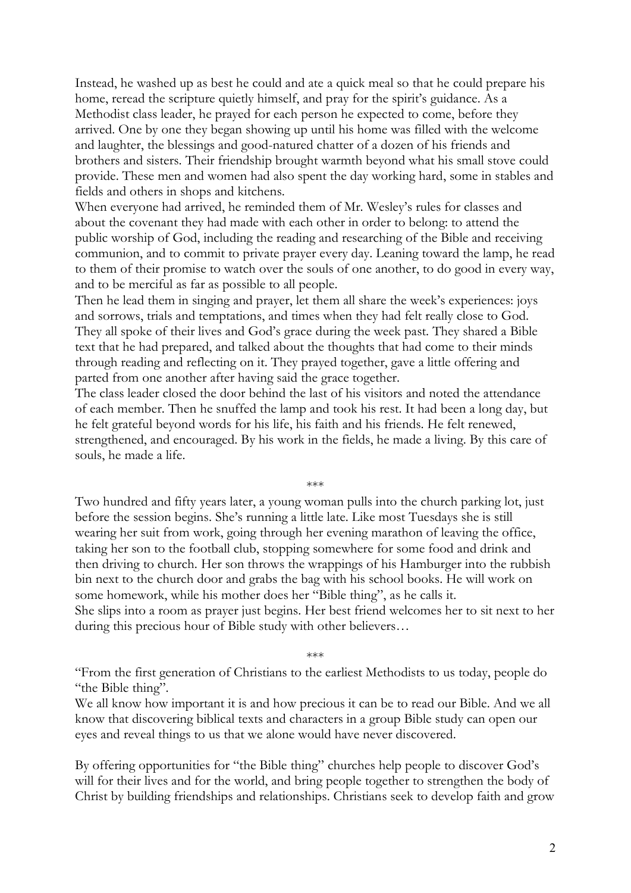Instead, he washed up as best he could and ate a quick meal so that he could prepare his home, reread the scripture quietly himself, and pray for the spirit's guidance. As a Methodist class leader, he prayed for each person he expected to come, before they arrived. One by one they began showing up until his home was filled with the welcome and laughter, the blessings and good-natured chatter of a dozen of his friends and brothers and sisters. Their friendship brought warmth beyond what his small stove could provide. These men and women had also spent the day working hard, some in stables and fields and others in shops and kitchens.

When everyone had arrived, he reminded them of Mr. Wesley's rules for classes and about the covenant they had made with each other in order to belong: to attend the public worship of God, including the reading and researching of the Bible and receiving communion, and to commit to private prayer every day. Leaning toward the lamp, he read to them of their promise to watch over the souls of one another, to do good in every way, and to be merciful as far as possible to all people.

Then he lead them in singing and prayer, let them all share the week's experiences: joys and sorrows, trials and temptations, and times when they had felt really close to God. They all spoke of their lives and God's grace during the week past. They shared a Bible text that he had prepared, and talked about the thoughts that had come to their minds through reading and reflecting on it. They prayed together, gave a little offering and parted from one another after having said the grace together.

The class leader closed the door behind the last of his visitors and noted the attendance of each member. Then he snuffed the lamp and took his rest. It had been a long day, but he felt grateful beyond words for his life, his faith and his friends. He felt renewed, strengthened, and encouraged. By his work in the fields, he made a living. By this care of souls, he made a life.

\*\*\*

Two hundred and fifty years later, a young woman pulls into the church parking lot, just before the session begins. She's running a little late. Like most Tuesdays she is still wearing her suit from work, going through her evening marathon of leaving the office, taking her son to the football club, stopping somewhere for some food and drink and then driving to church. Her son throws the wrappings of his Hamburger into the rubbish bin next to the church door and grabs the bag with his school books. He will work on some homework, while his mother does her "Bible thing", as he calls it.

She slips into a room as prayer just begins. Her best friend welcomes her to sit next to her during this precious hour of Bible study with other believers…

\*\*\*

"From the first generation of Christians to the earliest Methodists to us today, people do "the Bible thing".

We all know how important it is and how precious it can be to read our Bible. And we all know that discovering biblical texts and characters in a group Bible study can open our eyes and reveal things to us that we alone would have never discovered.

By offering opportunities for "the Bible thing" churches help people to discover God's will for their lives and for the world, and bring people together to strengthen the body of Christ by building friendships and relationships. Christians seek to develop faith and grow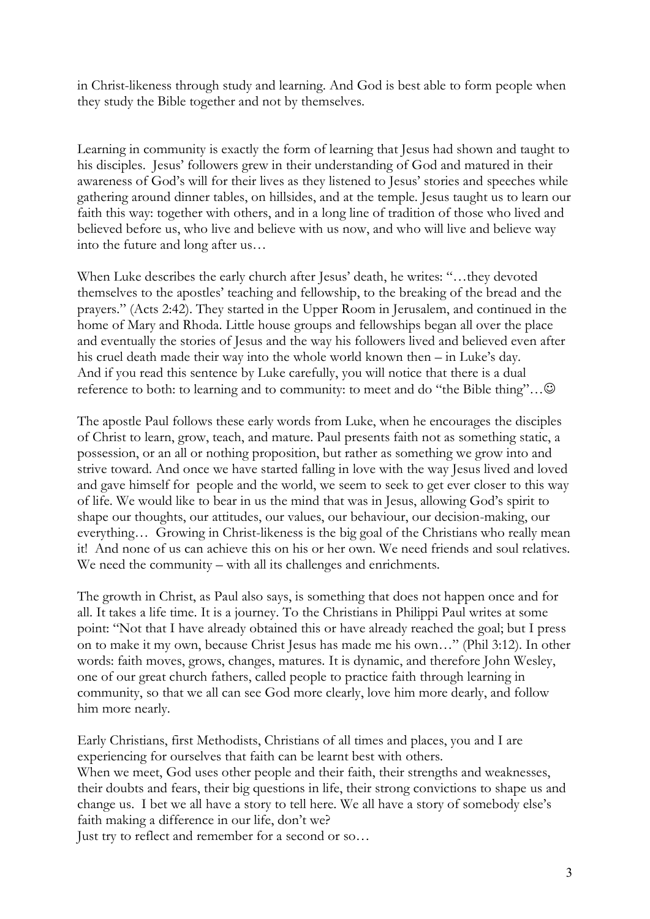in Christ-likeness through study and learning. And God is best able to form people when they study the Bible together and not by themselves.

Learning in community is exactly the form of learning that Jesus had shown and taught to his disciples. Jesus' followers grew in their understanding of God and matured in their awareness of God's will for their lives as they listened to Jesus' stories and speeches while gathering around dinner tables, on hillsides, and at the temple. Jesus taught us to learn our faith this way: together with others, and in a long line of tradition of those who lived and believed before us, who live and believe with us now, and who will live and believe way into the future and long after us…

When Luke describes the early church after Jesus' death, he writes: "…they devoted themselves to the apostles' teaching and fellowship, to the breaking of the bread and the prayers." (Acts 2:42). They started in the Upper Room in Jerusalem, and continued in the home of Mary and Rhoda. Little house groups and fellowships began all over the place and eventually the stories of Jesus and the way his followers lived and believed even after his cruel death made their way into the whole world known then – in Luke's day.
And if you read this sentence by Luke carefully, you will notice that there is a dual reference to both: to learning and to community: to meet and do "the Bible thing"…☺

The apostle Paul follows these early words from Luke, when he encourages the disciples of Christ to learn, grow, teach, and mature. Paul presents faith not as something static, a possession, or an all or nothing proposition, but rather as something we grow into and strive toward. And once we have started falling in love with the way Jesus lived and loved and gave himself for people and the world, we seem to get ever closer to this way of life. We would like to bear in us the mind that was in Jesus, allowing God's spirit to shape our thoughts, our attitudes, our values, our behaviour, our decision-making, our everything… Growing in Christ-likeness is the big goal of the Christians who really mean it! And none of us can achieve this on his or her own. We need friends and soul relatives. We need the community – with all its challenges and enrichments.

The growth in Christ, as Paul also says, is something that does not happen once and for all. It takes a life time. It is a journey. To the Christians in Philippi Paul writes at some point: "Not that I have already obtained this or have already reached the goal; but I press on to make it my own, because Christ Jesus has made me his own…" (Phil 3:12). In other words: faith moves, grows, changes, matures. It is dynamic, and therefore John Wesley, one of our great church fathers, called people to practice faith through learning in community, so that we all can see God more clearly, love him more dearly, and follow him more nearly.

Early Christians, first Methodists, Christians of all times and places, you and I are experiencing for ourselves that faith can be learnt best with others.
When we meet, God uses other people and their faith, their strengths and weaknesses, their doubts and fears, their big questions in life, their strong convictions to shape us and change us. I bet we all have a story to tell here. We all have a story of somebody else's faith making a difference in our life, don't we?
Just try to reflect and remember for a second or so…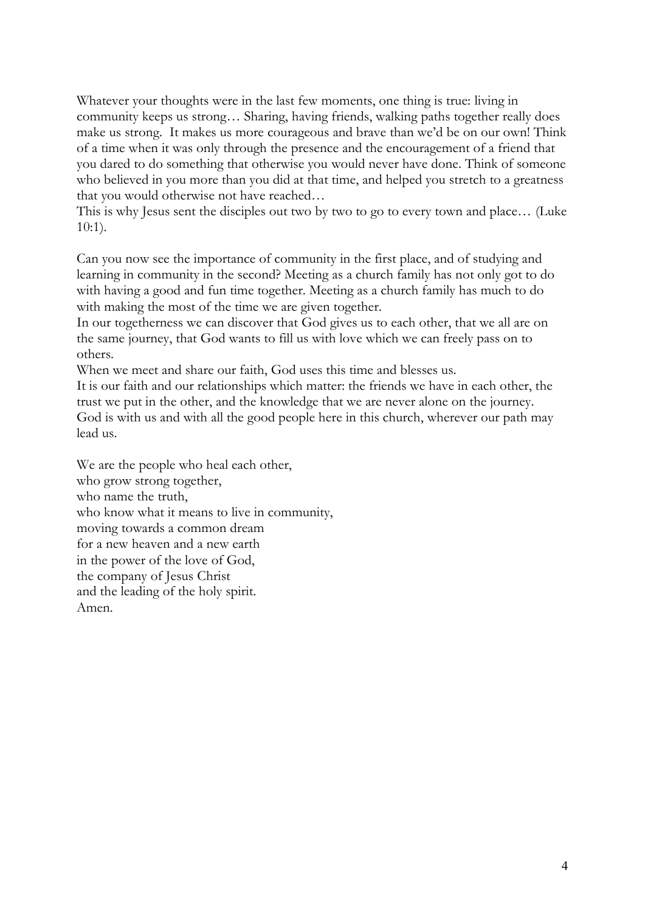Whatever your thoughts were in the last few moments, one thing is true: living in community keeps us strong… Sharing, having friends, walking paths together really does make us strong. It makes us more courageous and brave than we'd be on our own! Think of a time when it was only through the presence and the encouragement of a friend that you dared to do something that otherwise you would never have done. Think of someone who believed in you more than you did at that time, and helped you stretch to a greatness that you would otherwise not have reached…
This is why Jesus sent the disciples out two by two to go to every town and place… (Luke 10:1).

Can you now see the importance of community in the first place, and of studying and learning in community in the second? Meeting as a church family has not only got to do with having a good and fun time together. Meeting as a church family has much to do with making the most of the time we are given together.
In our togetherness we can discover that God gives us to each other, that we all are on the same journey, that God wants to fill us with love which we can freely pass on to others.
When we meet and share our faith, God uses this time and blesses us.
It is our faith and our relationships which matter: the friends we have in each other, the trust we put in the other, and the knowledge that we are never alone on the journey. God is with us and with all the good people here in this church, wherever our path may lead us.

We are the people who heal each other,
who grow strong together,
who name the truth,
who know what it means to live in community,
moving towards a common dream
for a new heaven and a new earth
in the power of the love of God,
the company of Jesus Christ
and the leading of the holy spirit.
Amen.